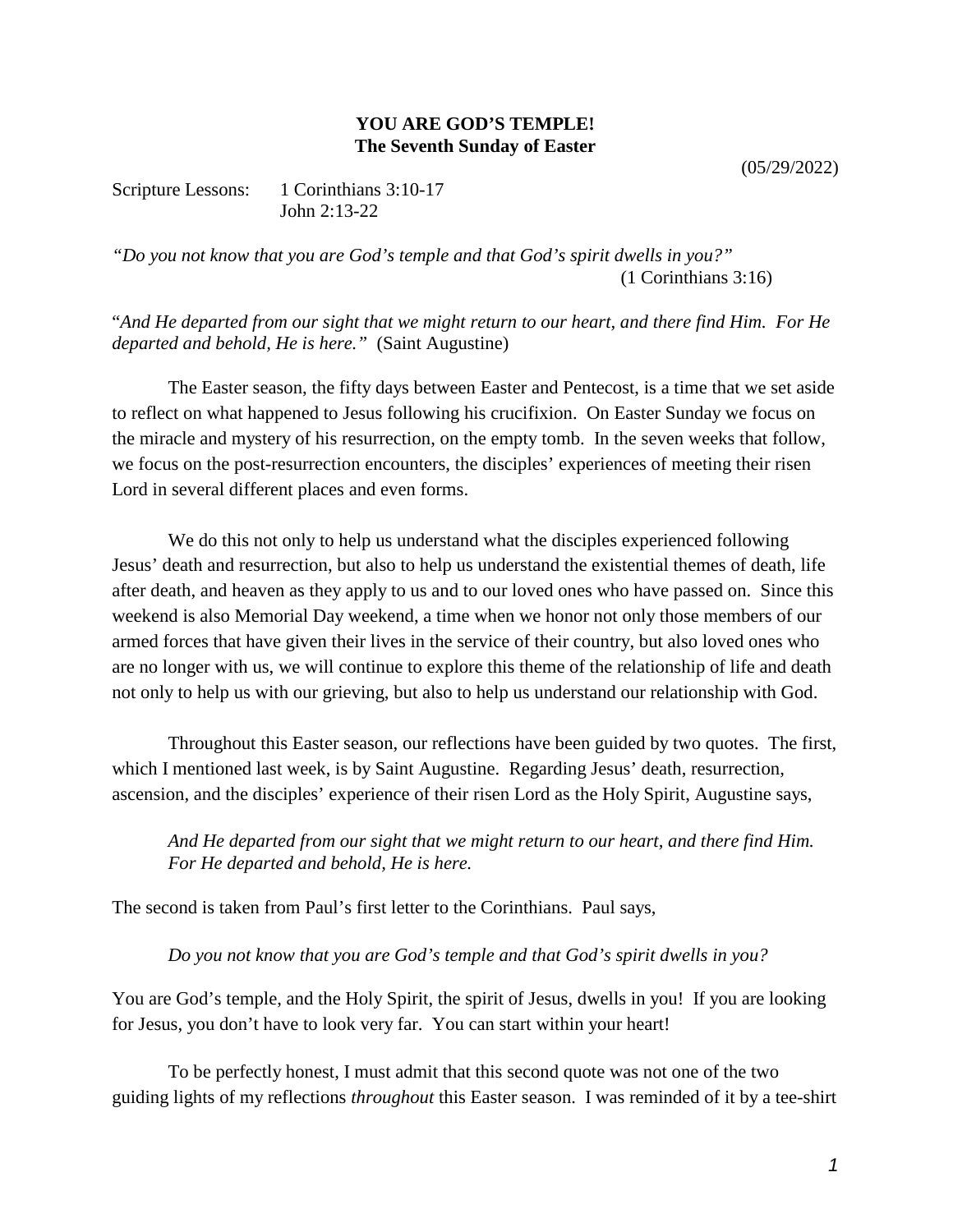**YOU ARE GOD'S TEMPLE!**
**The Seventh Sunday of Easter**

(05/29/2022)

Scripture Lessons: 1 Corinthians 3:10-17
John 2:13-22

*"Do you not know that you are God's temple and that God's spirit dwells in you?"*
(1 Corinthians 3:16)

"*And He departed from our sight that we might return to our heart, and there find Him. For He departed and behold, He is here."* (Saint Augustine)

The Easter season, the fifty days between Easter and Pentecost, is a time that we set aside to reflect on what happened to Jesus following his crucifixion. On Easter Sunday we focus on the miracle and mystery of his resurrection, on the empty tomb. In the seven weeks that follow, we focus on the post-resurrection encounters, the disciples' experiences of meeting their risen Lord in several different places and even forms.

We do this not only to help us understand what the disciples experienced following Jesus' death and resurrection, but also to help us understand the existential themes of death, life after death, and heaven as they apply to us and to our loved ones who have passed on. Since this weekend is also Memorial Day weekend, a time when we honor not only those members of our armed forces that have given their lives in the service of their country, but also loved ones who are no longer with us, we will continue to explore this theme of the relationship of life and death not only to help us with our grieving, but also to help us understand our relationship with God.

Throughout this Easter season, our reflections have been guided by two quotes. The first, which I mentioned last week, is by Saint Augustine. Regarding Jesus' death, resurrection, ascension, and the disciples' experience of their risen Lord as the Holy Spirit, Augustine says,

> *And He departed from our sight that we might return to our heart, and there find Him. For He departed and behold, He is here.*

The second is taken from Paul's first letter to the Corinthians. Paul says,

> *Do you not know that you are God's temple and that God's spirit dwells in you?*

You are God's temple, and the Holy Spirit, the spirit of Jesus, dwells in you! If you are looking for Jesus, you don't have to look very far. You can start within your heart!

To be perfectly honest, I must admit that this second quote was not one of the two guiding lights of my reflections *throughout* this Easter season. I was reminded of it by a tee-shirt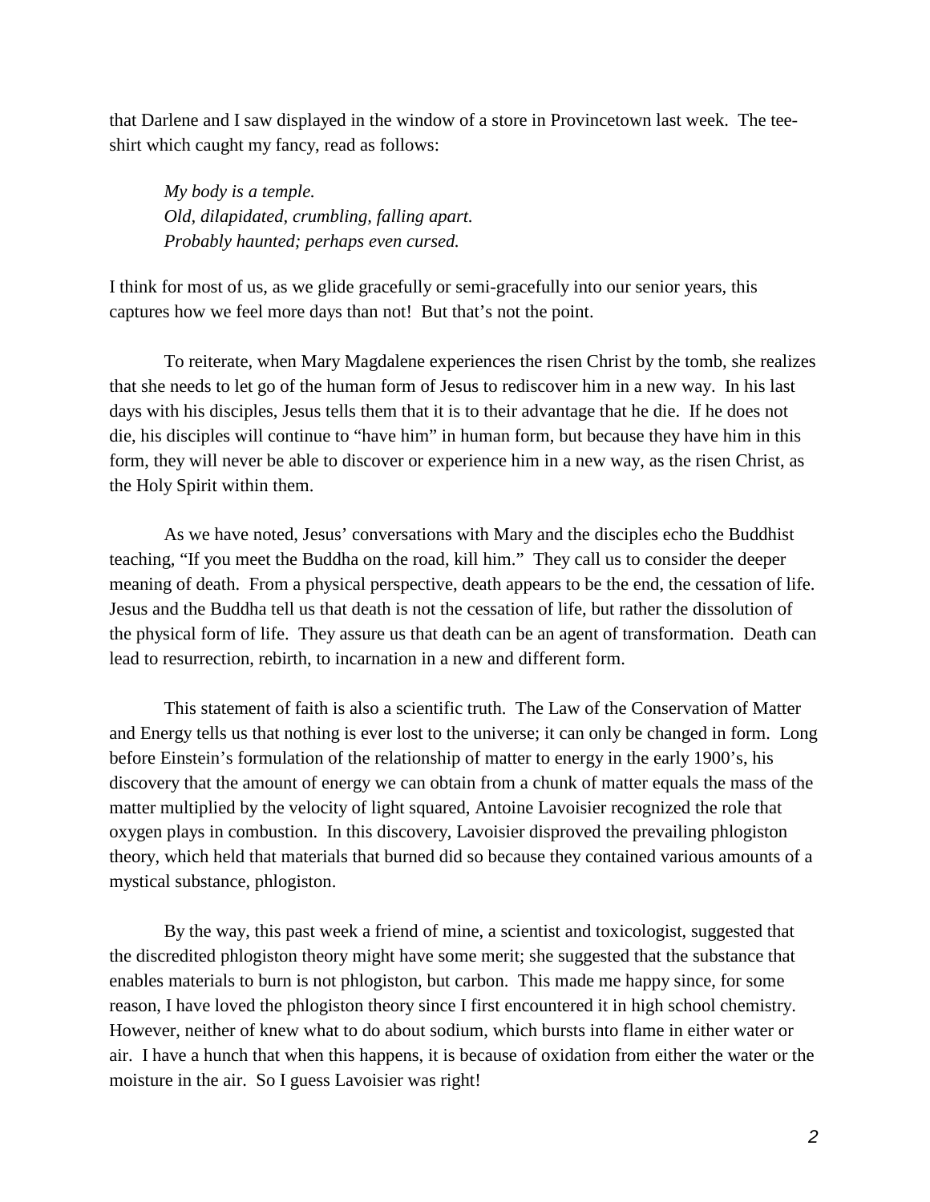that Darlene and I saw displayed in the window of a store in Provincetown last week. The tee-shirt which caught my fancy, read as follows:

> *My body is a temple.*
> *Old, dilapidated, crumbling, falling apart.*
> *Probably haunted; perhaps even cursed.*

I think for most of us, as we glide gracefully or semi-gracefully into our senior years, this captures how we feel more days than not! But that's not the point.

To reiterate, when Mary Magdalene experiences the risen Christ by the tomb, she realizes that she needs to let go of the human form of Jesus to rediscover him in a new way. In his last days with his disciples, Jesus tells them that it is to their advantage that he die. If he does not die, his disciples will continue to "have him" in human form, but because they have him in this form, they will never be able to discover or experience him in a new way, as the risen Christ, as the Holy Spirit within them.

As we have noted, Jesus' conversations with Mary and the disciples echo the Buddhist teaching, "If you meet the Buddha on the road, kill him." They call us to consider the deeper meaning of death. From a physical perspective, death appears to be the end, the cessation of life. Jesus and the Buddha tell us that death is not the cessation of life, but rather the dissolution of the physical form of life. They assure us that death can be an agent of transformation. Death can lead to resurrection, rebirth, to incarnation in a new and different form.

This statement of faith is also a scientific truth. The Law of the Conservation of Matter and Energy tells us that nothing is ever lost to the universe; it can only be changed in form. Long before Einstein's formulation of the relationship of matter to energy in the early 1900's, his discovery that the amount of energy we can obtain from a chunk of matter equals the mass of the matter multiplied by the velocity of light squared, Antoine Lavoisier recognized the role that oxygen plays in combustion. In this discovery, Lavoisier disproved the prevailing phlogiston theory, which held that materials that burned did so because they contained various amounts of a mystical substance, phlogiston.

By the way, this past week a friend of mine, a scientist and toxicologist, suggested that the discredited phlogiston theory might have some merit; she suggested that the substance that enables materials to burn is not phlogiston, but carbon. This made me happy since, for some reason, I have loved the phlogiston theory since I first encountered it in high school chemistry. However, neither of knew what to do about sodium, which bursts into flame in either water or air. I have a hunch that when this happens, it is because of oxidation from either the water or the moisture in the air. So I guess Lavoisier was right!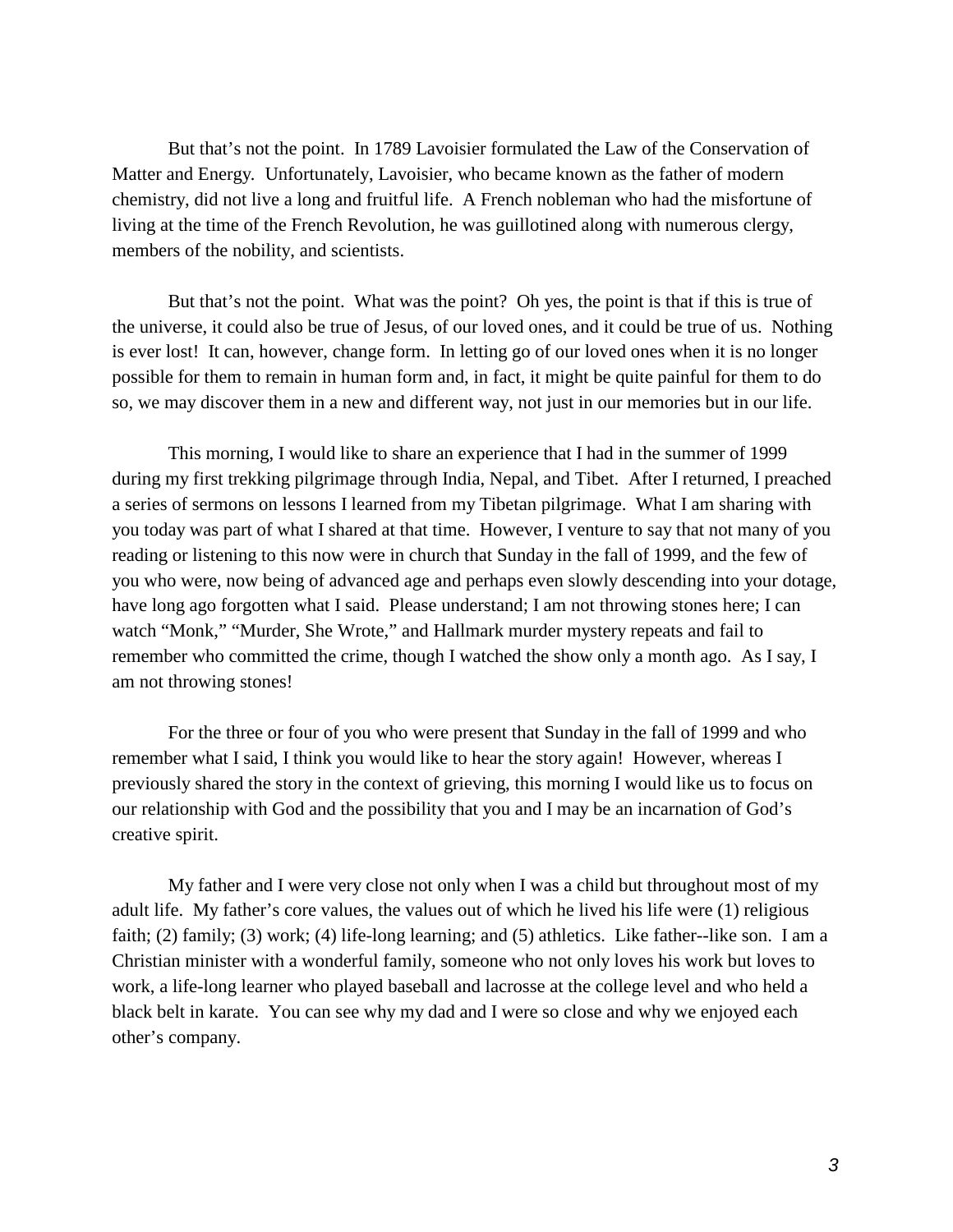But that's not the point. In 1789 Lavoisier formulated the Law of the Conservation of Matter and Energy. Unfortunately, Lavoisier, who became known as the father of modern chemistry, did not live a long and fruitful life. A French nobleman who had the misfortune of living at the time of the French Revolution, he was guillotined along with numerous clergy, members of the nobility, and scientists.

But that's not the point. What was the point? Oh yes, the point is that if this is true of the universe, it could also be true of Jesus, of our loved ones, and it could be true of us. Nothing is ever lost! It can, however, change form. In letting go of our loved ones when it is no longer possible for them to remain in human form and, in fact, it might be quite painful for them to do so, we may discover them in a new and different way, not just in our memories but in our life.

This morning, I would like to share an experience that I had in the summer of 1999 during my first trekking pilgrimage through India, Nepal, and Tibet. After I returned, I preached a series of sermons on lessons I learned from my Tibetan pilgrimage. What I am sharing with you today was part of what I shared at that time. However, I venture to say that not many of you reading or listening to this now were in church that Sunday in the fall of 1999, and the few of you who were, now being of advanced age and perhaps even slowly descending into your dotage, have long ago forgotten what I said. Please understand; I am not throwing stones here; I can watch "Monk," "Murder, She Wrote," and Hallmark murder mystery repeats and fail to remember who committed the crime, though I watched the show only a month ago. As I say, I am not throwing stones!

For the three or four of you who were present that Sunday in the fall of 1999 and who remember what I said, I think you would like to hear the story again! However, whereas I previously shared the story in the context of grieving, this morning I would like us to focus on our relationship with God and the possibility that you and I may be an incarnation of God's creative spirit.

My father and I were very close not only when I was a child but throughout most of my adult life. My father's core values, the values out of which he lived his life were (1) religious faith; (2) family; (3) work; (4) life-long learning; and (5) athletics. Like father--like son. I am a Christian minister with a wonderful family, someone who not only loves his work but loves to work, a life-long learner who played baseball and lacrosse at the college level and who held a black belt in karate. You can see why my dad and I were so close and why we enjoyed each other's company.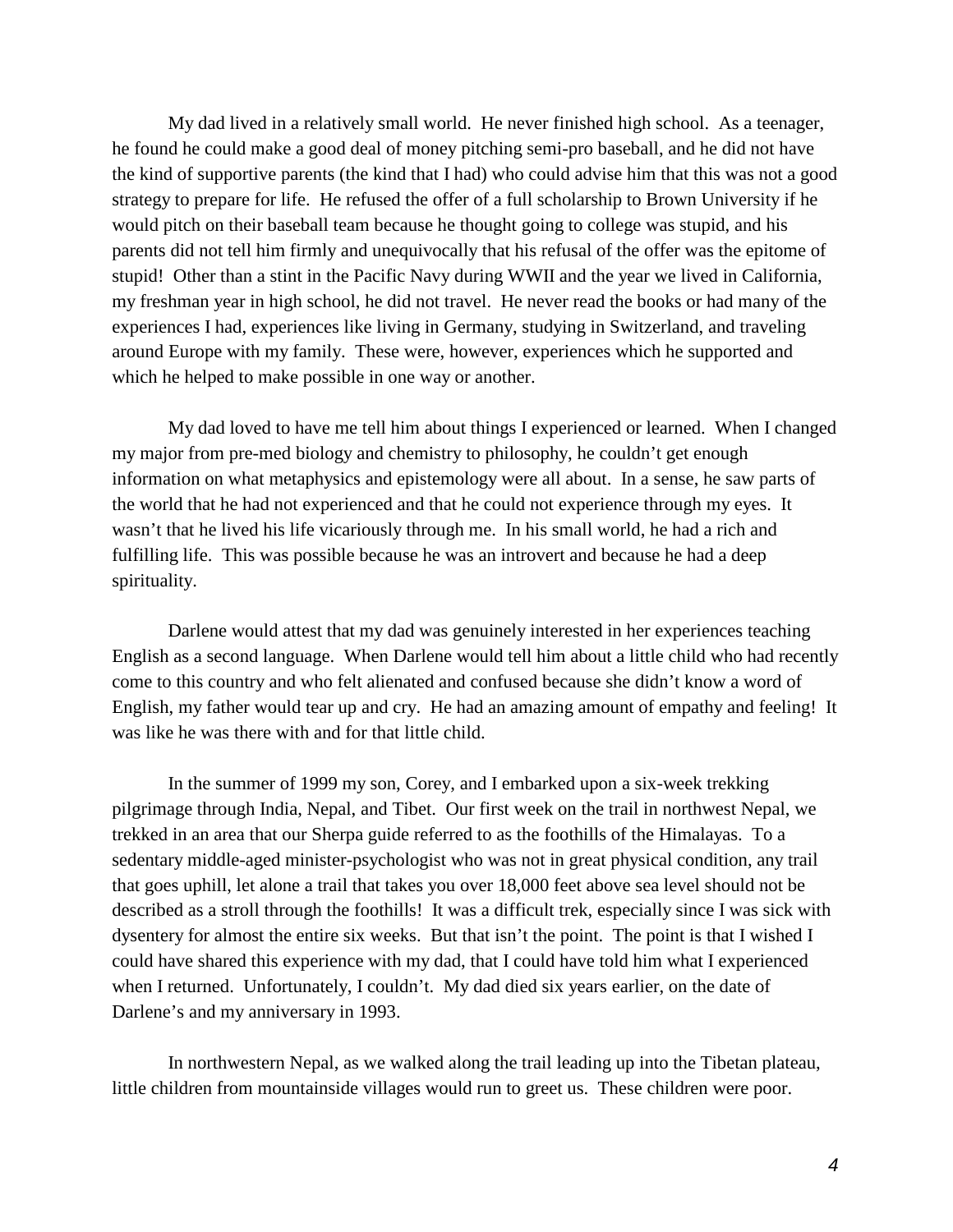My dad lived in a relatively small world. He never finished high school. As a teenager, he found he could make a good deal of money pitching semi-pro baseball, and he did not have the kind of supportive parents (the kind that I had) who could advise him that this was not a good strategy to prepare for life. He refused the offer of a full scholarship to Brown University if he would pitch on their baseball team because he thought going to college was stupid, and his parents did not tell him firmly and unequivocally that his refusal of the offer was the epitome of stupid! Other than a stint in the Pacific Navy during WWII and the year we lived in California, my freshman year in high school, he did not travel. He never read the books or had many of the experiences I had, experiences like living in Germany, studying in Switzerland, and traveling around Europe with my family. These were, however, experiences which he supported and which he helped to make possible in one way or another.

My dad loved to have me tell him about things I experienced or learned. When I changed my major from pre-med biology and chemistry to philosophy, he couldn't get enough information on what metaphysics and epistemology were all about. In a sense, he saw parts of the world that he had not experienced and that he could not experience through my eyes. It wasn't that he lived his life vicariously through me. In his small world, he had a rich and fulfilling life. This was possible because he was an introvert and because he had a deep spirituality.

Darlene would attest that my dad was genuinely interested in her experiences teaching English as a second language. When Darlene would tell him about a little child who had recently come to this country and who felt alienated and confused because she didn't know a word of English, my father would tear up and cry. He had an amazing amount of empathy and feeling! It was like he was there with and for that little child.

In the summer of 1999 my son, Corey, and I embarked upon a six-week trekking pilgrimage through India, Nepal, and Tibet. Our first week on the trail in northwest Nepal, we trekked in an area that our Sherpa guide referred to as the foothills of the Himalayas. To a sedentary middle-aged minister-psychologist who was not in great physical condition, any trail that goes uphill, let alone a trail that takes you over 18,000 feet above sea level should not be described as a stroll through the foothills! It was a difficult trek, especially since I was sick with dysentery for almost the entire six weeks. But that isn't the point. The point is that I wished I could have shared this experience with my dad, that I could have told him what I experienced when I returned. Unfortunately, I couldn't. My dad died six years earlier, on the date of Darlene's and my anniversary in 1993.

In northwestern Nepal, as we walked along the trail leading up into the Tibetan plateau, little children from mountainside villages would run to greet us. These children were poor.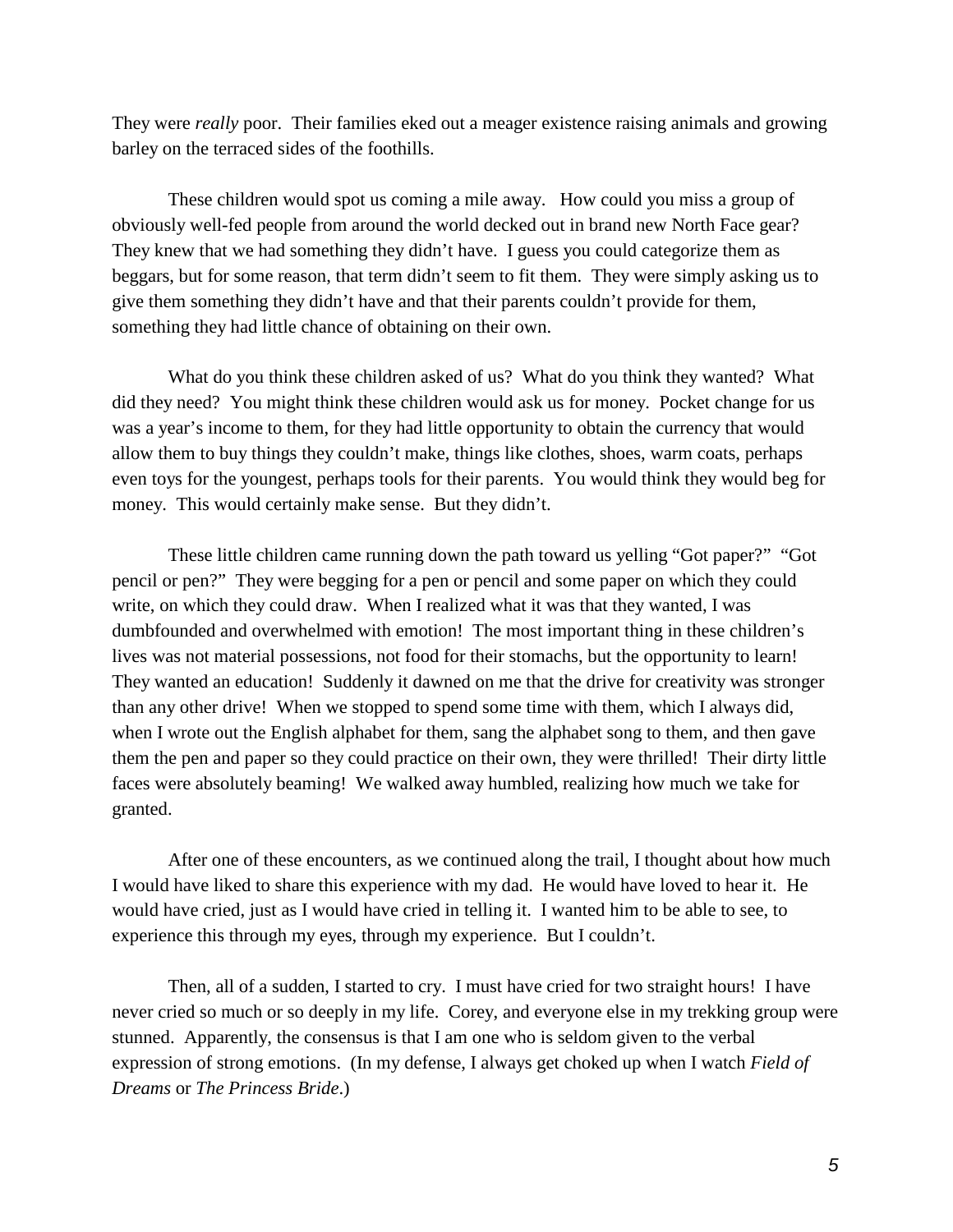They were *really* poor. Their families eked out a meager existence raising animals and growing barley on the terraced sides of the foothills.

These children would spot us coming a mile away. How could you miss a group of obviously well-fed people from around the world decked out in brand new North Face gear? They knew that we had something they didn't have. I guess you could categorize them as beggars, but for some reason, that term didn't seem to fit them. They were simply asking us to give them something they didn't have and that their parents couldn't provide for them, something they had little chance of obtaining on their own.

What do you think these children asked of us? What do you think they wanted? What did they need? You might think these children would ask us for money. Pocket change for us was a year's income to them, for they had little opportunity to obtain the currency that would allow them to buy things they couldn't make, things like clothes, shoes, warm coats, perhaps even toys for the youngest, perhaps tools for their parents. You would think they would beg for money. This would certainly make sense. But they didn't.

These little children came running down the path toward us yelling "Got paper?" "Got pencil or pen?" They were begging for a pen or pencil and some paper on which they could write, on which they could draw. When I realized what it was that they wanted, I was dumbfounded and overwhelmed with emotion! The most important thing in these children's lives was not material possessions, not food for their stomachs, but the opportunity to learn! They wanted an education! Suddenly it dawned on me that the drive for creativity was stronger than any other drive! When we stopped to spend some time with them, which I always did, when I wrote out the English alphabet for them, sang the alphabet song to them, and then gave them the pen and paper so they could practice on their own, they were thrilled! Their dirty little faces were absolutely beaming! We walked away humbled, realizing how much we take for granted.

After one of these encounters, as we continued along the trail, I thought about how much I would have liked to share this experience with my dad. He would have loved to hear it. He would have cried, just as I would have cried in telling it. I wanted him to be able to see, to experience this through my eyes, through my experience. But I couldn't.

Then, all of a sudden, I started to cry. I must have cried for two straight hours! I have never cried so much or so deeply in my life. Corey, and everyone else in my trekking group were stunned. Apparently, the consensus is that I am one who is seldom given to the verbal expression of strong emotions. (In my defense, I always get choked up when I watch *Field of Dreams* or *The Princess Bride*.)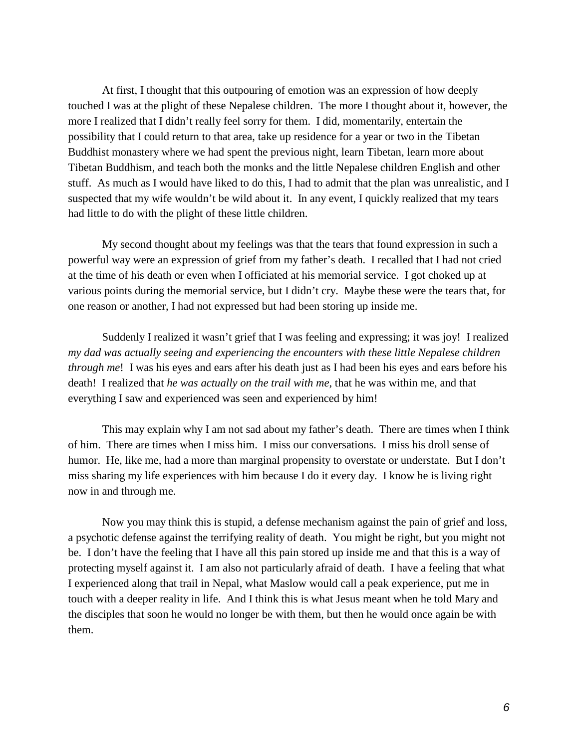At first, I thought that this outpouring of emotion was an expression of how deeply touched I was at the plight of these Nepalese children. The more I thought about it, however, the more I realized that I didn't really feel sorry for them. I did, momentarily, entertain the possibility that I could return to that area, take up residence for a year or two in the Tibetan Buddhist monastery where we had spent the previous night, learn Tibetan, learn more about Tibetan Buddhism, and teach both the monks and the little Nepalese children English and other stuff. As much as I would have liked to do this, I had to admit that the plan was unrealistic, and I suspected that my wife wouldn't be wild about it. In any event, I quickly realized that my tears had little to do with the plight of these little children.

My second thought about my feelings was that the tears that found expression in such a powerful way were an expression of grief from my father's death. I recalled that I had not cried at the time of his death or even when I officiated at his memorial service. I got choked up at various points during the memorial service, but I didn't cry. Maybe these were the tears that, for one reason or another, I had not expressed but had been storing up inside me.

Suddenly I realized it wasn't grief that I was feeling and expressing; it was joy! I realized *my dad was actually seeing and experiencing the encounters with these little Nepalese children through me*! I was his eyes and ears after his death just as I had been his eyes and ears before his death! I realized that *he was actually on the trail with me*, that he was within me, and that everything I saw and experienced was seen and experienced by him!

This may explain why I am not sad about my father's death. There are times when I think of him. There are times when I miss him. I miss our conversations. I miss his droll sense of humor. He, like me, had a more than marginal propensity to overstate or understate. But I don't miss sharing my life experiences with him because I do it every day. I know he is living right now in and through me.

Now you may think this is stupid, a defense mechanism against the pain of grief and loss, a psychotic defense against the terrifying reality of death. You might be right, but you might not be. I don't have the feeling that I have all this pain stored up inside me and that this is a way of protecting myself against it. I am also not particularly afraid of death. I have a feeling that what I experienced along that trail in Nepal, what Maslow would call a peak experience, put me in touch with a deeper reality in life. And I think this is what Jesus meant when he told Mary and the disciples that soon he would no longer be with them, but then he would once again be with them.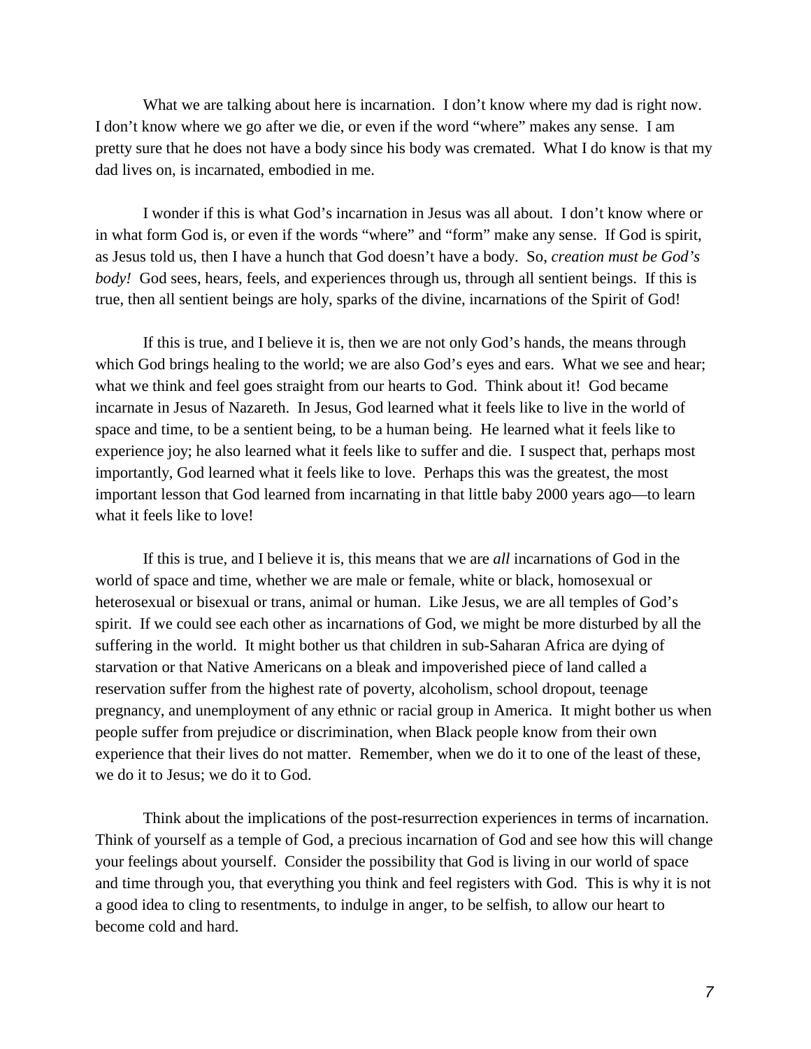What we are talking about here is incarnation. I don't know where my dad is right now. I don't know where we go after we die, or even if the word "where" makes any sense. I am pretty sure that he does not have a body since his body was cremated. What I do know is that my dad lives on, is incarnated, embodied in me.

I wonder if this is what God's incarnation in Jesus was all about. I don't know where or in what form God is, or even if the words "where" and "form" make any sense. If God is spirit, as Jesus told us, then I have a hunch that God doesn't have a body. So, *creation must be God's body!* God sees, hears, feels, and experiences through us, through all sentient beings. If this is true, then all sentient beings are holy, sparks of the divine, incarnations of the Spirit of God!

If this is true, and I believe it is, then we are not only God's hands, the means through which God brings healing to the world; we are also God's eyes and ears. What we see and hear; what we think and feel goes straight from our hearts to God. Think about it! God became incarnate in Jesus of Nazareth. In Jesus, God learned what it feels like to live in the world of space and time, to be a sentient being, to be a human being. He learned what it feels like to experience joy; he also learned what it feels like to suffer and die. I suspect that, perhaps most importantly, God learned what it feels like to love. Perhaps this was the greatest, the most important lesson that God learned from incarnating in that little baby 2000 years ago—to learn what it feels like to love!

If this is true, and I believe it is, this means that we are *all* incarnations of God in the world of space and time, whether we are male or female, white or black, homosexual or heterosexual or bisexual or trans, animal or human. Like Jesus, we are all temples of God's spirit. If we could see each other as incarnations of God, we might be more disturbed by all the suffering in the world. It might bother us that children in sub-Saharan Africa are dying of starvation or that Native Americans on a bleak and impoverished piece of land called a reservation suffer from the highest rate of poverty, alcoholism, school dropout, teenage pregnancy, and unemployment of any ethnic or racial group in America. It might bother us when people suffer from prejudice or discrimination, when Black people know from their own experience that their lives do not matter. Remember, when we do it to one of the least of these, we do it to Jesus; we do it to God.

Think about the implications of the post-resurrection experiences in terms of incarnation. Think of yourself as a temple of God, a precious incarnation of God and see how this will change your feelings about yourself. Consider the possibility that God is living in our world of space and time through you, that everything you think and feel registers with God. This is why it is not a good idea to cling to resentments, to indulge in anger, to be selfish, to allow our heart to become cold and hard.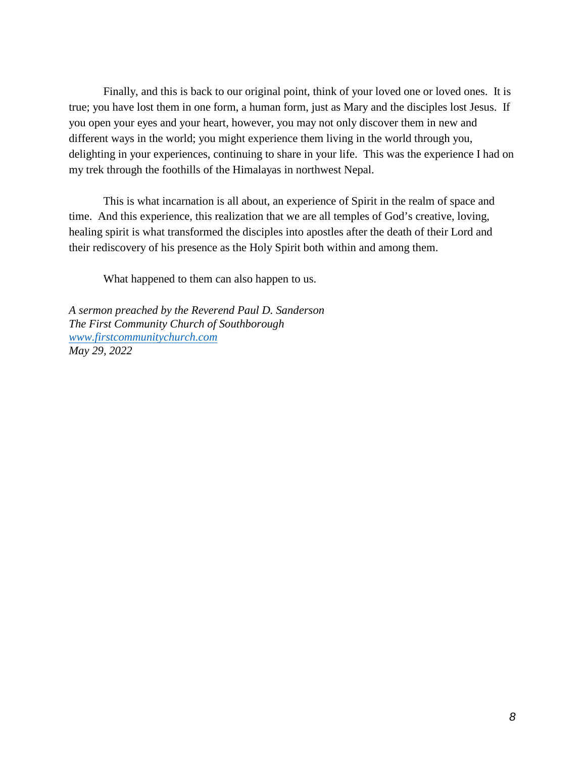Finally, and this is back to our original point, think of your loved one or loved ones. It is true; you have lost them in one form, a human form, just as Mary and the disciples lost Jesus. If you open your eyes and your heart, however, you may not only discover them in new and different ways in the world; you might experience them living in the world through you, delighting in your experiences, continuing to share in your life. This was the experience I had on my trek through the foothills of the Himalayas in northwest Nepal.

This is what incarnation is all about, an experience of Spirit in the realm of space and time. And this experience, this realization that we are all temples of God's creative, loving, healing spirit is what transformed the disciples into apostles after the death of their Lord and their rediscovery of his presence as the Holy Spirit both within and among them.

What happened to them can also happen to us.

*A sermon preached by the Reverend Paul D. Sanderson*
*The First Community Church of Southborough*
*[www.firstcommunitychurch.com](http://www.firstcommunitychurch.com)*
*May 29, 2022*